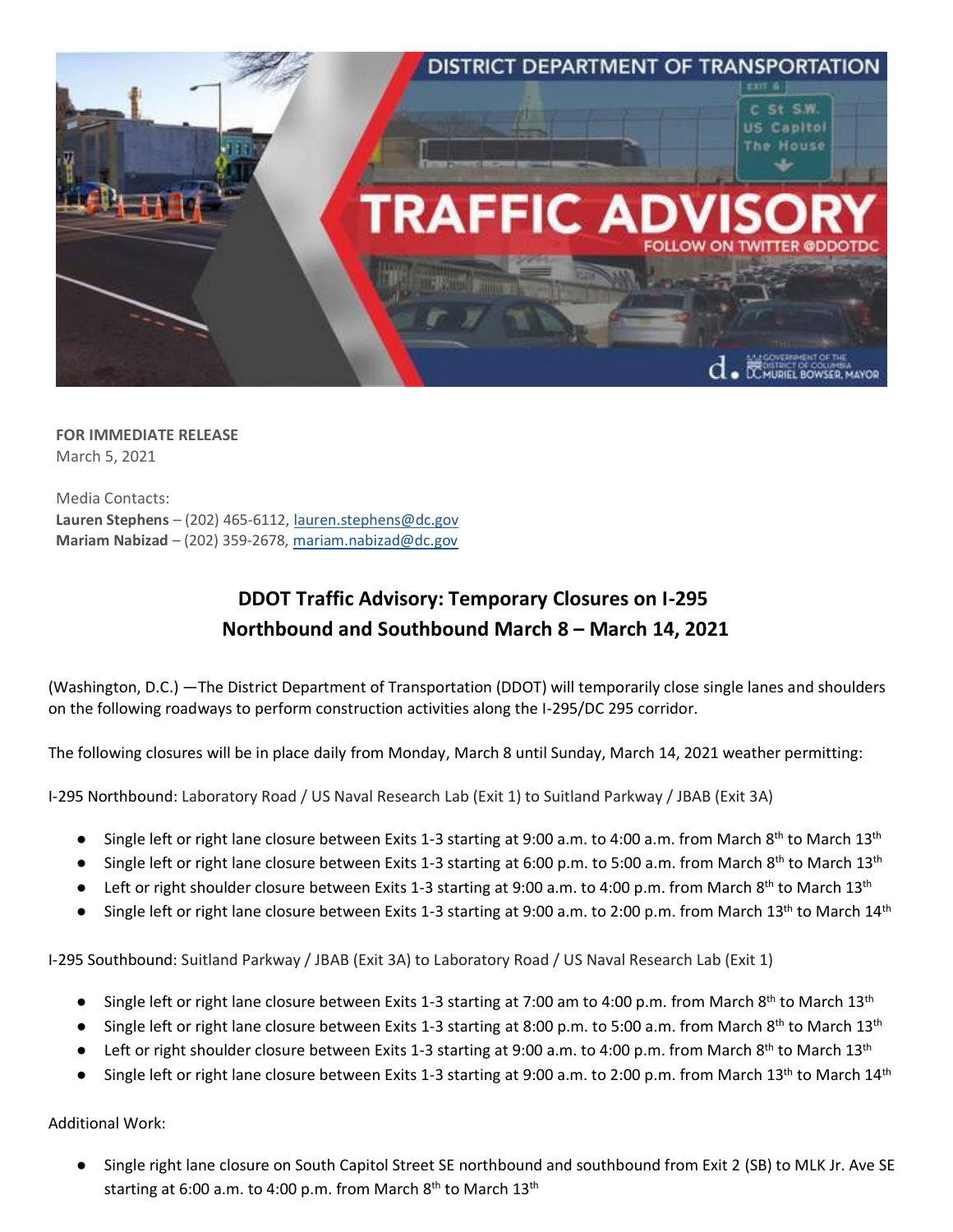**FOR IMMEDIATE RELEASE**
March 5, 2021

Media Contacts:
**Lauren Stephens** – (202) 465-6112, lauren.stephens@dc.gov
**Mariam Nabizad** – (202) 359-2678, mariam.nabizad@dc.gov

# DDOT Traffic Advisory: Temporary Closures on I-295 Northbound and Southbound March 8 – March 14, 2021

(Washington, D.C.) —The District Department of Transportation (DDOT) will temporarily close single lanes and shoulders on the following roadways to perform construction activities along the I-295/DC 295 corridor.

The following closures will be in place daily from Monday, March 8 until Sunday, March 14, 2021 weather permitting:

I-295 Northbound: Laboratory Road / US Naval Research Lab (Exit 1) to Suitland Parkway / JBAB (Exit 3A)

- Single left or right lane closure between Exits 1-3 starting at 9:00 a.m. to 4:00 a.m. from March 8th to March 13th
- Single left or right lane closure between Exits 1-3 starting at 6:00 p.m. to 5:00 a.m. from March 8th to March 13th
- Left or right shoulder closure between Exits 1-3 starting at 9:00 a.m. to 4:00 p.m. from March 8th to March 13th
- Single left or right lane closure between Exits 1-3 starting at 9:00 a.m. to 2:00 p.m. from March 13th to March 14th

I-295 Southbound: Suitland Parkway / JBAB (Exit 3A) to Laboratory Road / US Naval Research Lab (Exit 1)

- Single left or right lane closure between Exits 1-3 starting at 7:00 am to 4:00 p.m. from March 8th to March 13th
- Single left or right lane closure between Exits 1-3 starting at 8:00 p.m. to 5:00 a.m. from March 8th to March 13th
- Left or right shoulder closure between Exits 1-3 starting at 9:00 a.m. to 4:00 p.m. from March 8th to March 13th
- Single left or right lane closure between Exits 1-3 starting at 9:00 a.m. to 2:00 p.m. from March 13th to March 14th

Additional Work:

- Single right lane closure on South Capitol Street SE northbound and southbound from Exit 2 (SB) to MLK Jr. Ave SE starting at 6:00 a.m. to 4:00 p.m. from March 8th to March 13th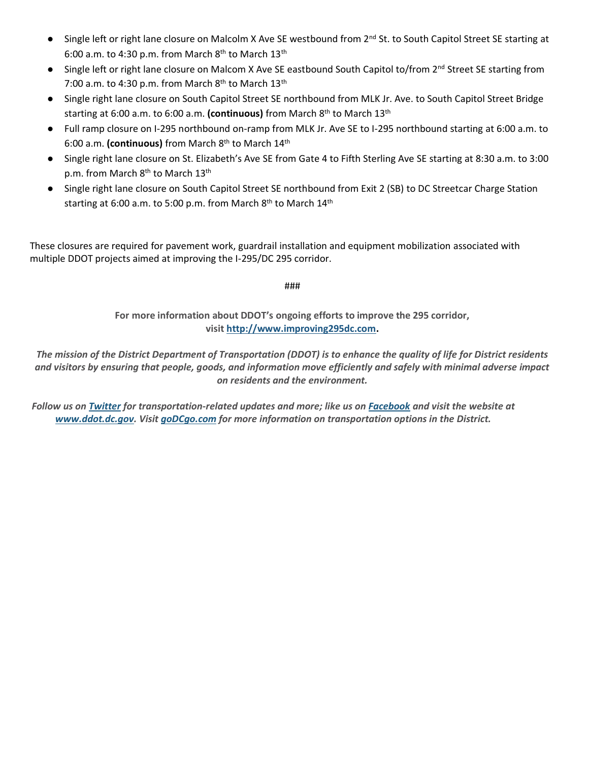- Single left or right lane closure on Malcolm X Ave SE westbound from 2nd St. to South Capitol Street SE starting at 6:00 a.m. to 4:30 p.m. from March 8th to March 13th
- Single left or right lane closure on Malcom X Ave SE eastbound South Capitol to/from 2nd Street SE starting from 7:00 a.m. to 4:30 p.m. from March 8th to March 13th
- Single right lane closure on South Capitol Street SE northbound from MLK Jr. Ave. to South Capitol Street Bridge starting at 6:00 a.m. to 6:00 a.m. **(continuous)** from March 8th to March 13th
- Full ramp closure on I-295 northbound on-ramp from MLK Jr. Ave SE to I-295 northbound starting at 6:00 a.m. to 6:00 a.m. **(continuous)** from March 8th to March 14th
- Single right lane closure on St. Elizabeth's Ave SE from Gate 4 to Fifth Sterling Ave SE starting at 8:30 a.m. to 3:00 p.m. from March 8th to March 13th
- Single right lane closure on South Capitol Street SE northbound from Exit 2 (SB) to DC Streetcar Charge Station starting at 6:00 a.m. to 5:00 p.m. from March 8th to March 14th

These closures are required for pavement work, guardrail installation and equipment mobilization associated with multiple DDOT projects aimed at improving the I-295/DC 295 corridor.

###

**For more information about DDOT's ongoing efforts to improve the 295 corridor, visit [http://www.improving295dc.com](http://www.improving295dc.com).**

***The mission of the District Department of Transportation (DDOT) is to enhance the quality of life for District residents and visitors by ensuring that people, goods, and information move efficiently and safely with minimal adverse impact on residents and the environment.***

***Follow us on Twitter for transportation-related updates and more; like us on Facebook and visit the website at www.ddot.dc.gov. Visit goDCgo.com for more information on transportation options in the District.***